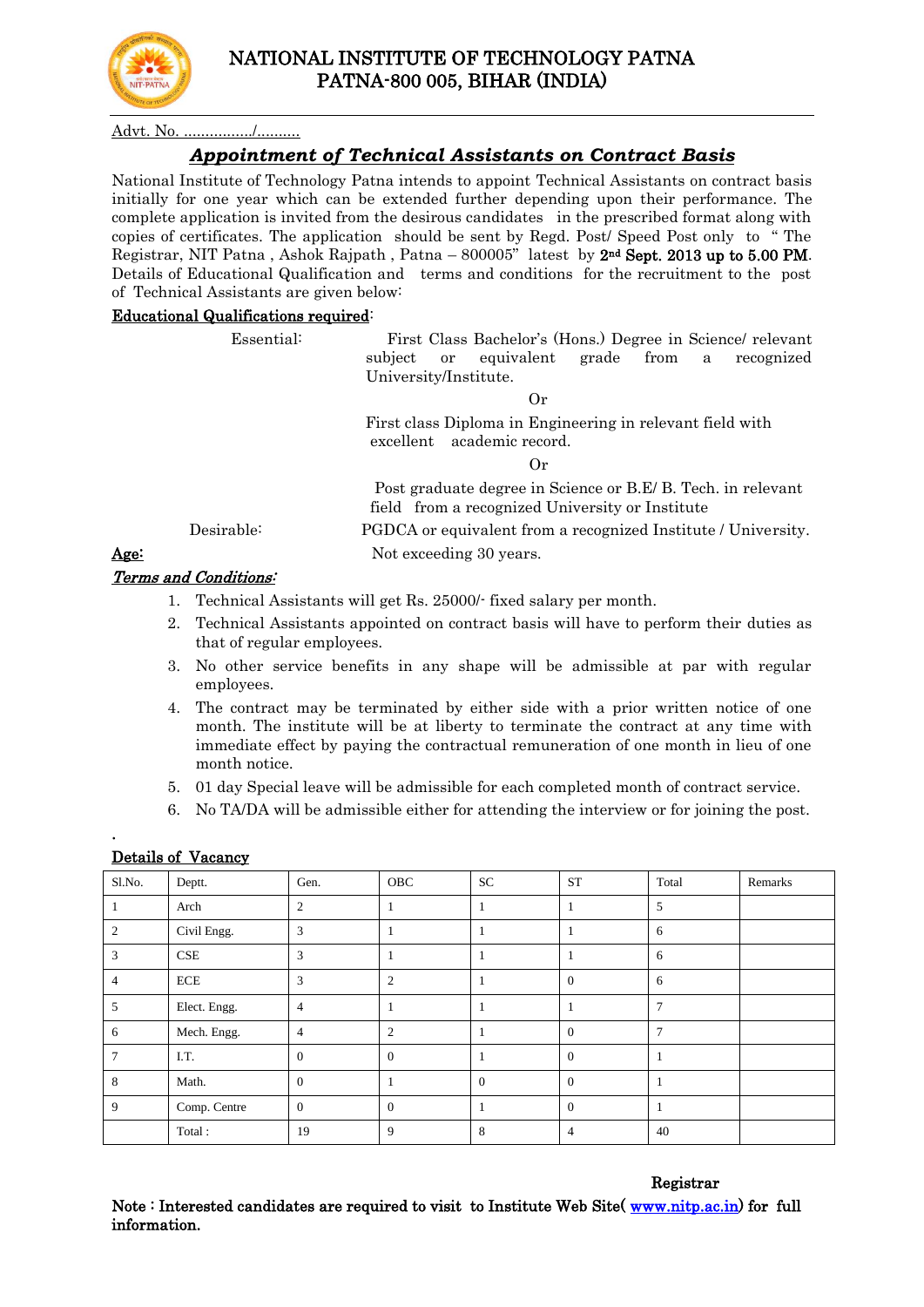# NATIONAL INSTITUTE OF TECHNOLOGY PATNA
## PATNA-800 005, BIHAR (INDIA)

Advt. No. ................/..........

## ***Appointment of Technical Assistants on Contract Basis***

National Institute of Technology Patna intends to appoint Technical Assistants on contract basis initially for one year which can be extended further depending upon their performance. The complete application is invited from the desirous candidates in the prescribed format along with copies of certificates. The application should be sent by Regd. Post/ Speed Post only to " The Registrar, NIT Patna , Ashok Rajpath , Patna – 800005" latest by **2nd Sept. 2013 up to 5.00 PM**. Details of Educational Qualification and terms and conditions for the recruitment to the post of Technical Assistants are given below:

**Educational Qualifications required**:

Essential: First Class Bachelor's (Hons.) Degree in Science/ relevant subject or equivalent grade from a recognized University/Institute.

Or

First class Diploma in Engineering in relevant field with excellent academic record.

Or

Post graduate degree in Science or B.E/ B. Tech. in relevant field from a recognized University or Institute

Desirable: PGDCA or equivalent from a recognized Institute / University.

**Age:** Not exceeding 30 years.

***Terms and Conditions:***

1. Technical Assistants will get Rs. 25000/- fixed salary per month.
2. Technical Assistants appointed on contract basis will have to perform their duties as that of regular employees.
3. No other service benefits in any shape will be admissible at par with regular employees.
4. The contract may be terminated by either side with a prior written notice of one month. The institute will be at liberty to terminate the contract at any time with immediate effect by paying the contractual remuneration of one month in lieu of one month notice.
5. 01 day Special leave will be admissible for each completed month of contract service.
6. No TA/DA will be admissible either for attending the interview or for joining the post.

**Details of Vacancy**

| Sl.No. | Deptt. | Gen. | OBC | SC | ST | Total | Remarks |
|---|---|---|---|---|---|---|---|
| 1 | Arch | 2 | 1 | 1 | 1 | 5 | |
| 2 | Civil Engg. | 3 | 1 | 1 | 1 | 6 | |
| 3 | CSE | 3 | 1 | 1 | 1 | 6 | |
| 4 | ECE | 3 | 2 | 1 | 0 | 6 | |
| 5 | Elect. Engg. | 4 | 1 | 1 | 1 | 7 | |
| 6 | Mech. Engg. | 4 | 2 | 1 | 0 | 7 | |
| 7 | I.T. | 0 | 0 | 1 | 0 | 1 | |
| 8 | Math. | 0 | 1 | 0 | 0 | 1 | |
| 9 | Comp. Centre | 0 | 0 | 1 | 0 | 1 | |
| | Total : | 19 | 9 | 8 | 4 | 40 | |

Registrar

**Note : Interested candidates are required to visit to Institute Web Site( www.nitp.ac.in) for full information.**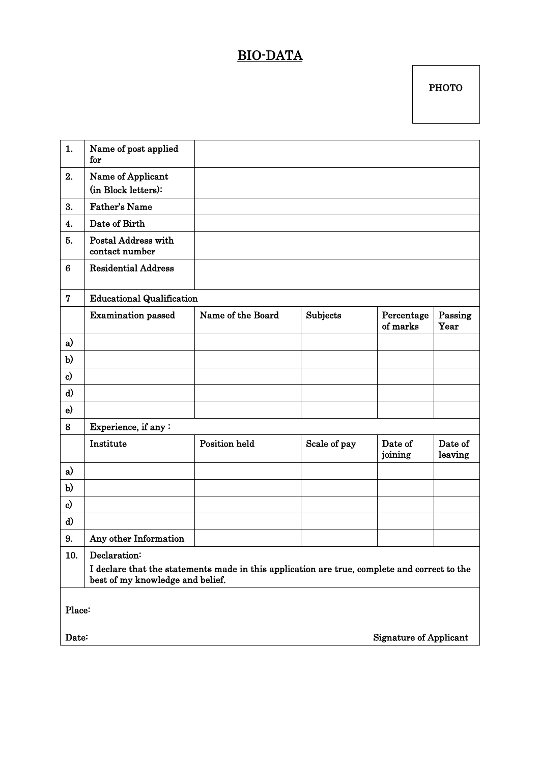# BIO-DATA

PHOTO

| | | | | | |
|---|---|---|---|---|---|
| 1. | Name of post applied for | | | | |
| 2. | Name of Applicant (in Block letters): | | | | |
| 3. | Father's Name | | | | |
| 4. | Date of Birth | | | | |
| 5. | Postal Address with contact number | | | | |
| 6 | Residential Address | | | | |
| 7 | Educational Qualification | | | | |
| | Examination passed | Name of the Board | Subjects | Percentage of marks | Passing Year |
| a) | | | | | |
| b) | | | | | |
| c) | | | | | |
| d) | | | | | |
| e) | | | | | |
| 8 | Experience, if any : | | | | |
| | Institute | Position held | Scale of pay | Date of joining | Date of leaving |
| a) | | | | | |
| b) | | | | | |
| c) | | | | | |
| d) | | | | | |
| 9. | Any other Information | | | | |
| 10. | Declaration: I declare that the statements made in this application are true, complete and correct to the best of my knowledge and belief. | | | | |

Place:

Date: Signature of Applicant